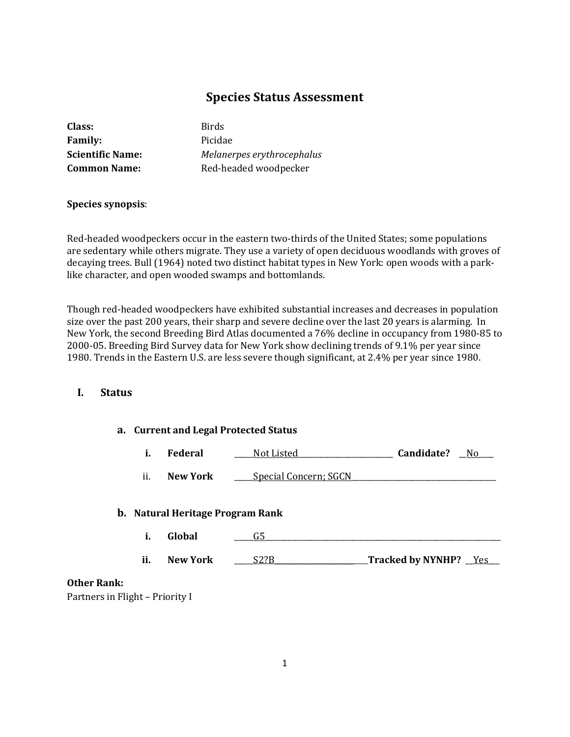# Species Status Assessment

**Class:** Birds
**Family:** Picidae
**Scientific Name:** *Melanerpes erythrocephalus*
**Common Name:** Red-headed woodpecker

**Species synopsis**:

Red-headed woodpeckers occur in the eastern two-thirds of the United States; some populations are sedentary while others migrate. They use a variety of open deciduous woodlands with groves of decaying trees. Bull (1964) noted two distinct habitat types in New York: open woods with a park-like character, and open wooded swamps and bottomlands.

Though red-headed woodpeckers have exhibited substantial increases and decreases in population size over the past 200 years, their sharp and severe decline over the last 20 years is alarming. In New York, the second Breeding Bird Atlas documented a 76% decline in occupancy from 1980-85 to 2000-05. Breeding Bird Survey data for New York show declining trends of 9.1% per year since 1980. Trends in the Eastern U.S. are less severe though significant, at 2.4% per year since 1980.

## I. Status

### a. Current and Legal Protected Status

i. **Federal** ____Not Listed____ **Candidate?** __No__

ii. **New York** ____Special Concern; SGCN____

### b. Natural Heritage Program Rank

i. **Global** ____G5____

ii. **New York** ____S2?B____ **Tracked by NYNHP?** __Yes__

**Other Rank:**
Partners in Flight – Priority I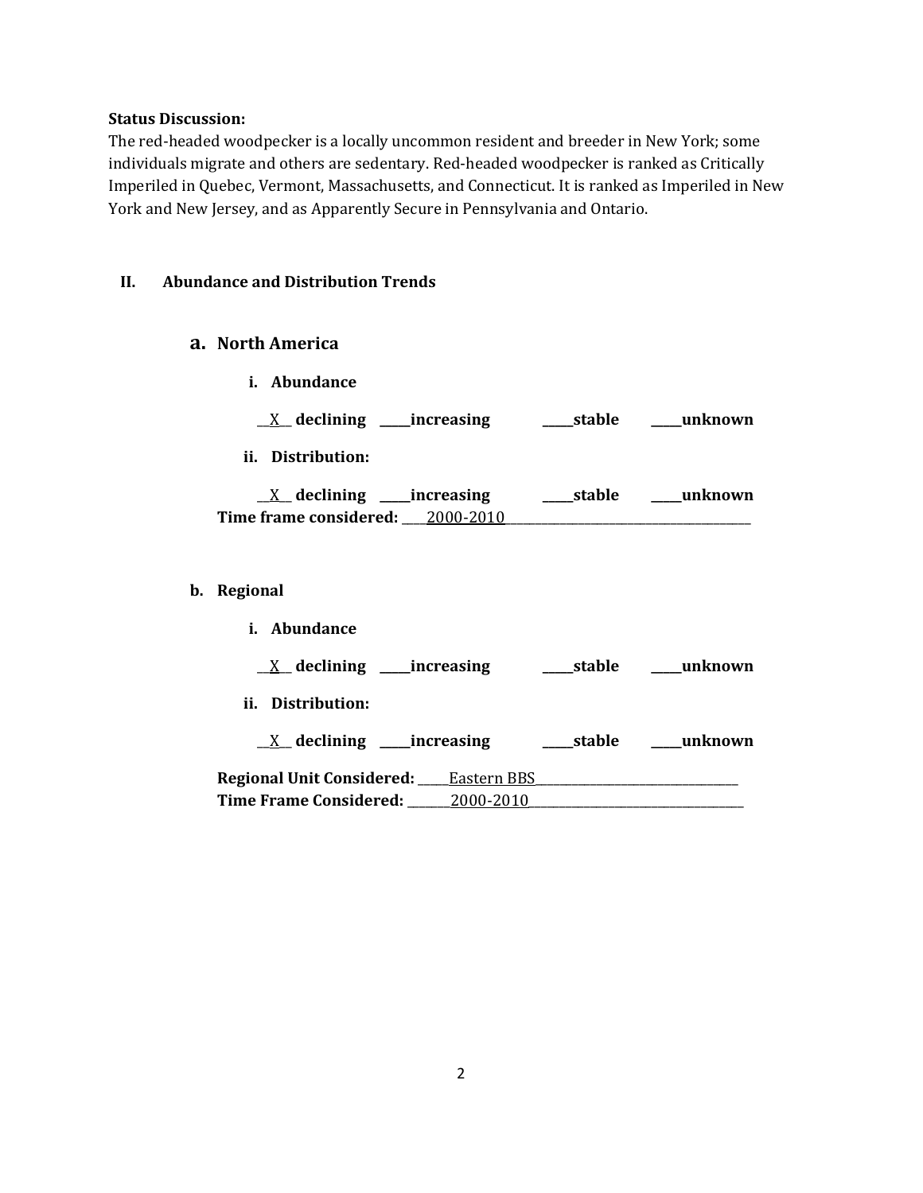**Status Discussion:**

The red-headed woodpecker is a locally uncommon resident and breeder in New York; some individuals migrate and others are sedentary. Red-headed woodpecker is ranked as Critically Imperiled in Quebec, Vermont, Massachusetts, and Connecticut. It is ranked as Imperiled in New York and New Jersey, and as Apparently Secure in Pennsylvania and Ontario.

## II. Abundance and Distribution Trends

### a. North America

**i. Abundance**

__X__ **declining** _____**increasing** _____**stable** _____**unknown**

**ii. Distribution:**

__X__ **declining** _____**increasing** _____**stable** _____**unknown**

**Time frame considered:** ____2000-2010____

### b. Regional

**i. Abundance**

__X__ **declining** _____**increasing** _____**stable** _____**unknown**

**ii. Distribution:**

__X__ **declining** _____**increasing** _____**stable** _____**unknown**

**Regional Unit Considered:** _____Eastern BBS_____

**Time Frame Considered:** _______2000-2010_______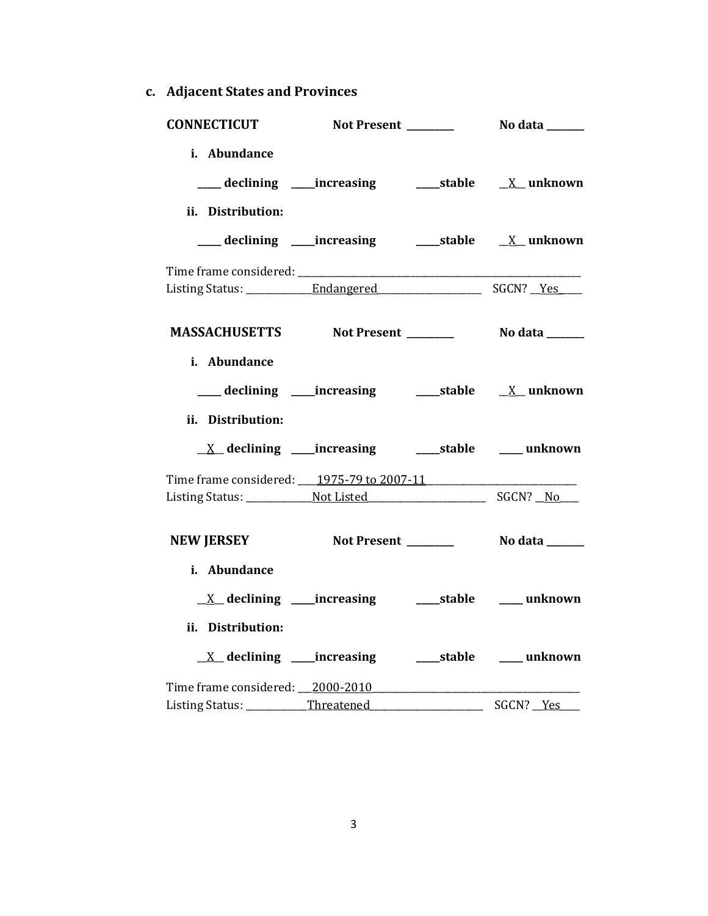### c. Adjacent States and Provinces

**CONNECTICUT** **Not Present ________** **No data _______**

**i. Abundance**

**____ declining ____increasing ____stable __X__ unknown**

**ii. Distribution:**

**____ declining ____increasing ____stable __X__ unknown**

Time frame considered: ____________________________________________________

Listing Status: ____________Endangered____________________ SGCN? __Yes____

**MASSACHUSETTS** **Not Present ________** **No data _______**

**i. Abundance**

**____ declining ____increasing ____stable __X__ unknown**

**ii. Distribution:**

**__X__ declining ____increasing ____stable ____ unknown**

Time frame considered: ____1975-79 to 2007-11______________________________

Listing Status: ____________Not Listed______________________ SGCN? __No____

**NEW JERSEY** **Not Present ________** **No data _______**

**i. Abundance**

**__X__ declining ____increasing ____stable ____ unknown**

**ii. Distribution:**

**__X__ declining ____increasing ____stable ____ unknown**

Time frame considered: ___2000-2010_______________________________________

Listing Status: ___________Threatened______________________ SGCN? __Yes____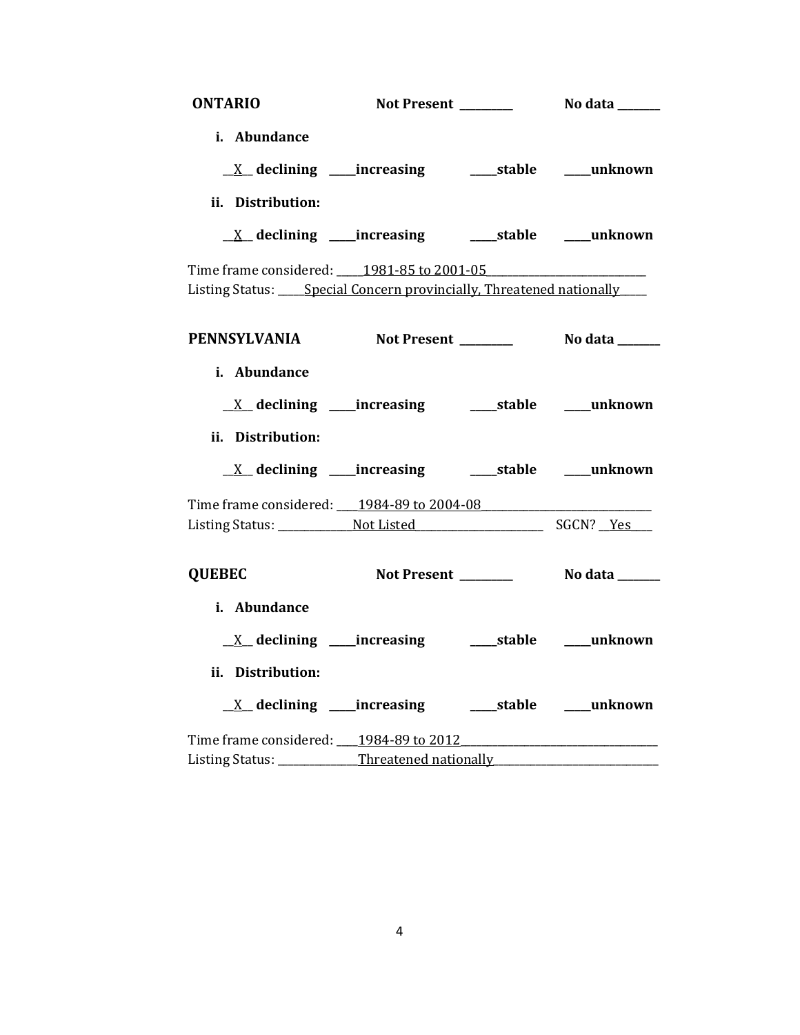**ONTARIO** **Not Present** _________ **No data** _______

**i. Abundance**

__X__ **declining** ____**increasing** ____**stable** ____**unknown**

**ii. Distribution:**

__X__ **declining** ____**increasing** ____**stable** ____**unknown**

Time frame considered: _____1981-85 to 2001-05_____________________________
Listing Status: _____Special Concern provincially, Threatened nationally_____

**PENNSYLVANIA** **Not Present** _________ **No data** _______

**i. Abundance**

__X__ **declining** ____**increasing** ____**stable** ____**unknown**

**ii. Distribution:**

__X__ **declining** ____**increasing** ____**stable** ____**unknown**

Time frame considered: ____1984-89 to 2004-08______________________________
Listing Status: _____________Not Listed_______________________ SGCN? __Yes____

**QUEBEC** **Not Present** _________ **No data** _______

**i. Abundance**

__X__ **declining** ____**increasing** ____**stable** ____**unknown**

**ii. Distribution:**

__X__ **declining** ____**increasing** ____**stable** ____**unknown**

Time frame considered: ____1984-89 to 2012____________________________________
Listing Status: ______________Threatened nationally______________________________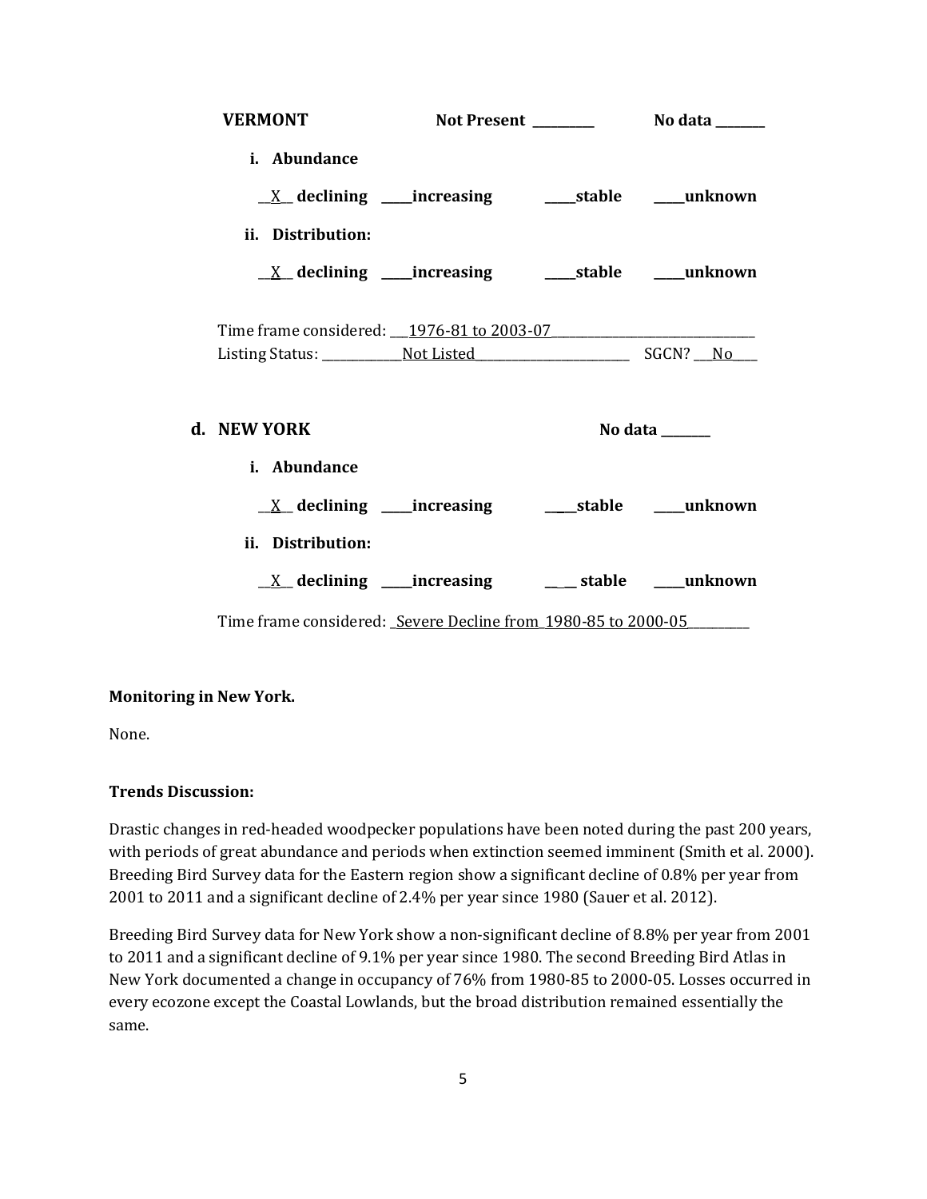**VERMONT** **Not Present** _________ **No data** _______

**i. Abundance**

__X__ **declining** ____**increasing** ____**stable** ____**unknown**

**ii. Distribution:**

__X__ **declining** ____**increasing** ____**stable** ____**unknown**

Time frame considered: ___1976-81 to 2003-07_______________________________

Listing Status: ____________Not Listed________________________ SGCN? ___No____

**d. NEW YORK** **No data** _______

**i. Abundance**

__X__ **declining** ____**increasing** ____**stable** ____**unknown**

**ii. Distribution:**

__X__ **declining** ____**increasing** ____ **stable** ____**unknown**

Time frame considered: _Severe Decline from_1980-85 to 2000-05_________

**Monitoring in New York.**

None.

**Trends Discussion:**

Drastic changes in red-headed woodpecker populations have been noted during the past 200 years, with periods of great abundance and periods when extinction seemed imminent (Smith et al. 2000). Breeding Bird Survey data for the Eastern region show a significant decline of 0.8% per year from 2001 to 2011 and a significant decline of 2.4% per year since 1980 (Sauer et al. 2012).

Breeding Bird Survey data for New York show a non-significant decline of 8.8% per year from 2001 to 2011 and a significant decline of 9.1% per year since 1980. The second Breeding Bird Atlas in New York documented a change in occupancy of 76% from 1980-85 to 2000-05. Losses occurred in every ecozone except the Coastal Lowlands, but the broad distribution remained essentially the same.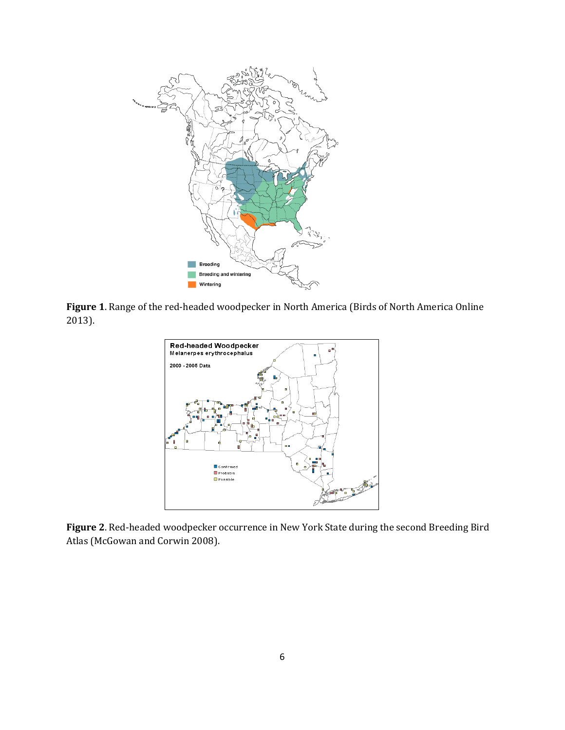**Figure 1**. Range of the red-headed woodpecker in North America (Birds of North America Online 2013).

**Figure 2**. Red-headed woodpecker occurrence in New York State during the second Breeding Bird Atlas (McGowan and Corwin 2008).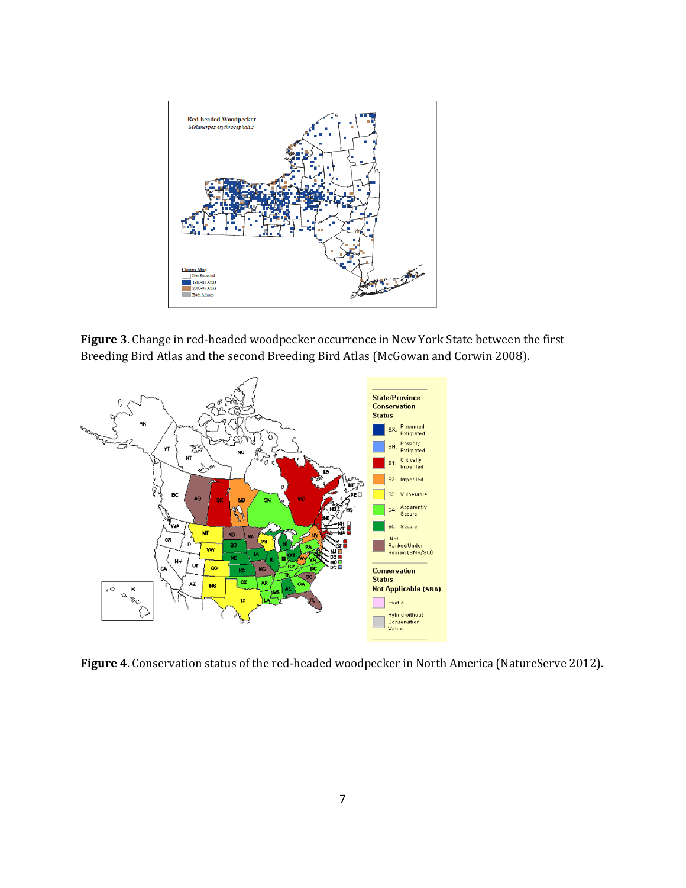**Figure 3**. Change in red-headed woodpecker occurrence in New York State between the first Breeding Bird Atlas and the second Breeding Bird Atlas (McGowan and Corwin 2008).

**Figure 4**. Conservation status of the red-headed woodpecker in North America (NatureServe 2012).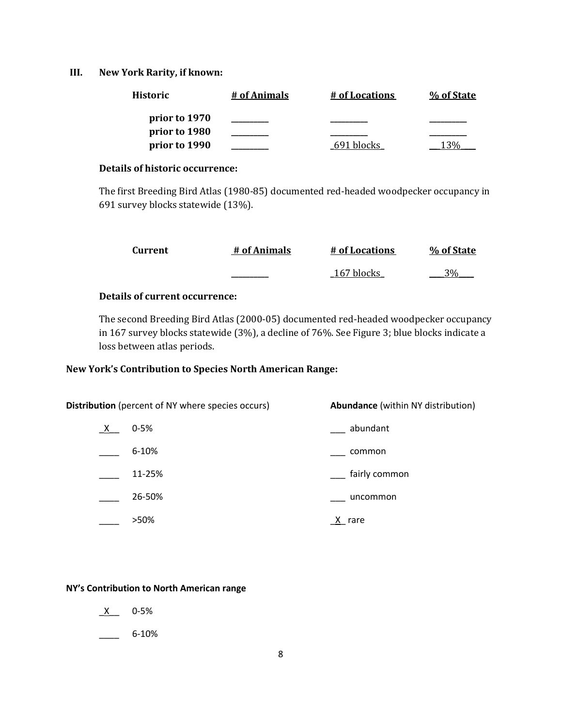## III. New York Rarity, if known:

| Historic | # of Animals | # of Locations | % of State |
|---|---|---|---|
| prior to 1970 | ________ | ________ | ________ |
| prior to 1980 | ________ | ________ | ________ |
| prior to 1990 | ________ | 691 blocks | 13% |

**Details of historic occurrence:**

The first Breeding Bird Atlas (1980-85) documented red-headed woodpecker occupancy in 691 survey blocks statewide (13%).

| Current | # of Animals | # of Locations | % of State |
|---|---|---|---|
| | ________ | 167 blocks | 3% |

**Details of current occurrence:**

The second Breeding Bird Atlas (2000-05) documented red-headed woodpecker occupancy in 167 survey blocks statewide (3%), a decline of 76%. See Figure 3; blue blocks indicate a loss between atlas periods.

### New York's Contribution to Species North American Range:

| **Distribution** (percent of NY where species occurs) | | **Abundance** (within NY distribution) | |
|---|---|---|---|
| X | 0-5% | ___ | abundant |
| ____ | 6-10% | ___ | common |
| ____ | 11-25% | ___ | fairly common |
| ____ | 26-50% | ___ | uncommon |
| ____ | >50% | X | rare |

**NY's Contribution to North American range**

- X  0-5%
- ____  6-10%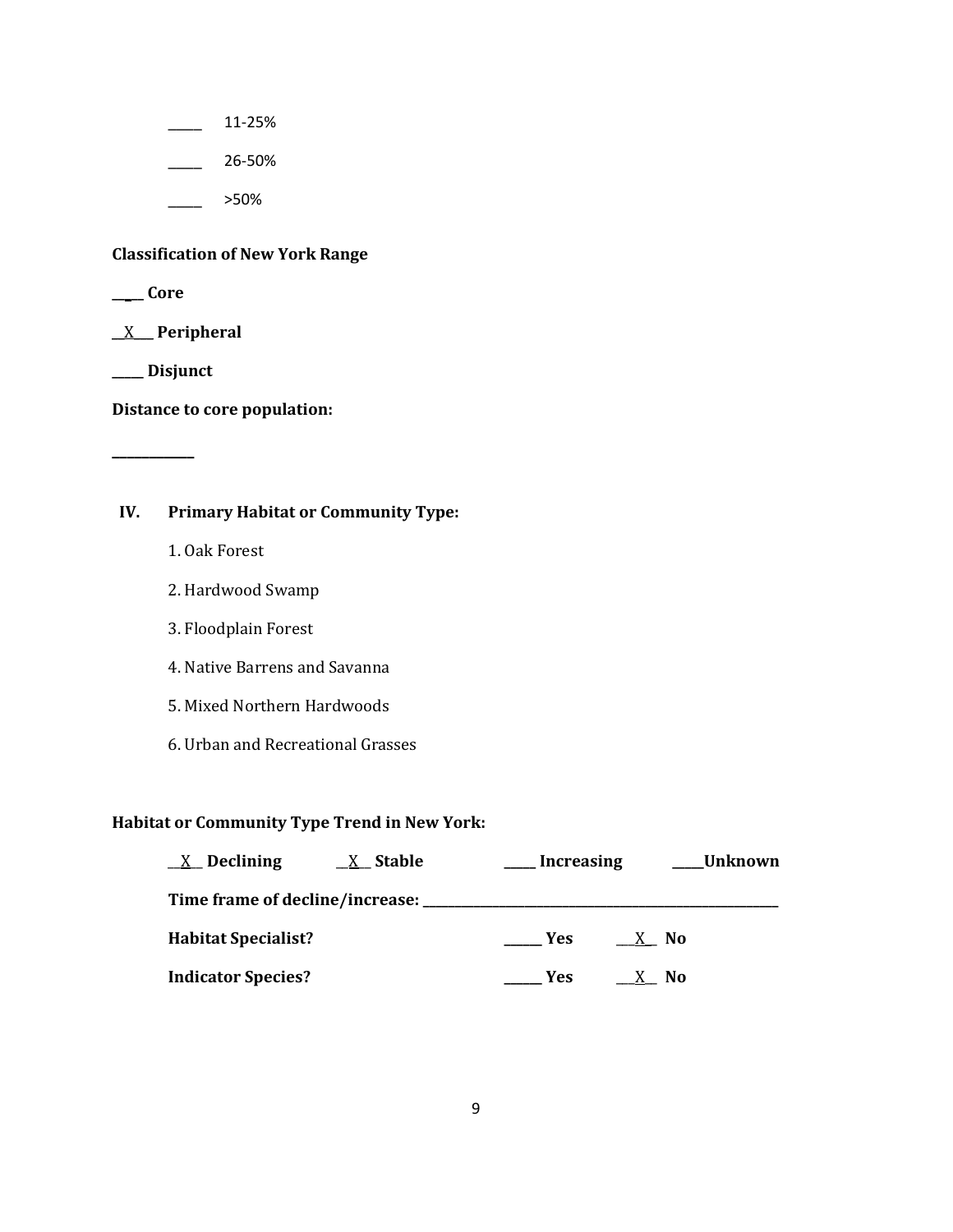_____ 11-25%

_____ 26-50%

_____ >50%

**Classification of New York Range**

**_____ Core**

**__X___ Peripheral**

**_____ Disjunct**

**Distance to core population:**

**____________**

## IV. Primary Habitat or Community Type:

1. Oak Forest

2. Hardwood Swamp

3. Floodplain Forest

4. Native Barrens and Savanna

5. Mixed Northern Hardwoods

6. Urban and Recreational Grasses

**Habitat or Community Type Trend in New York:**

**__X__ Declining** **__X__ Stable** **_____ Increasing** **_____Unknown**

**Time frame of decline/increase: _______________________________________________**

**Habitat Specialist?** **______ Yes** **__X__ No**

**Indicator Species?** **______ Yes** **__X__ No**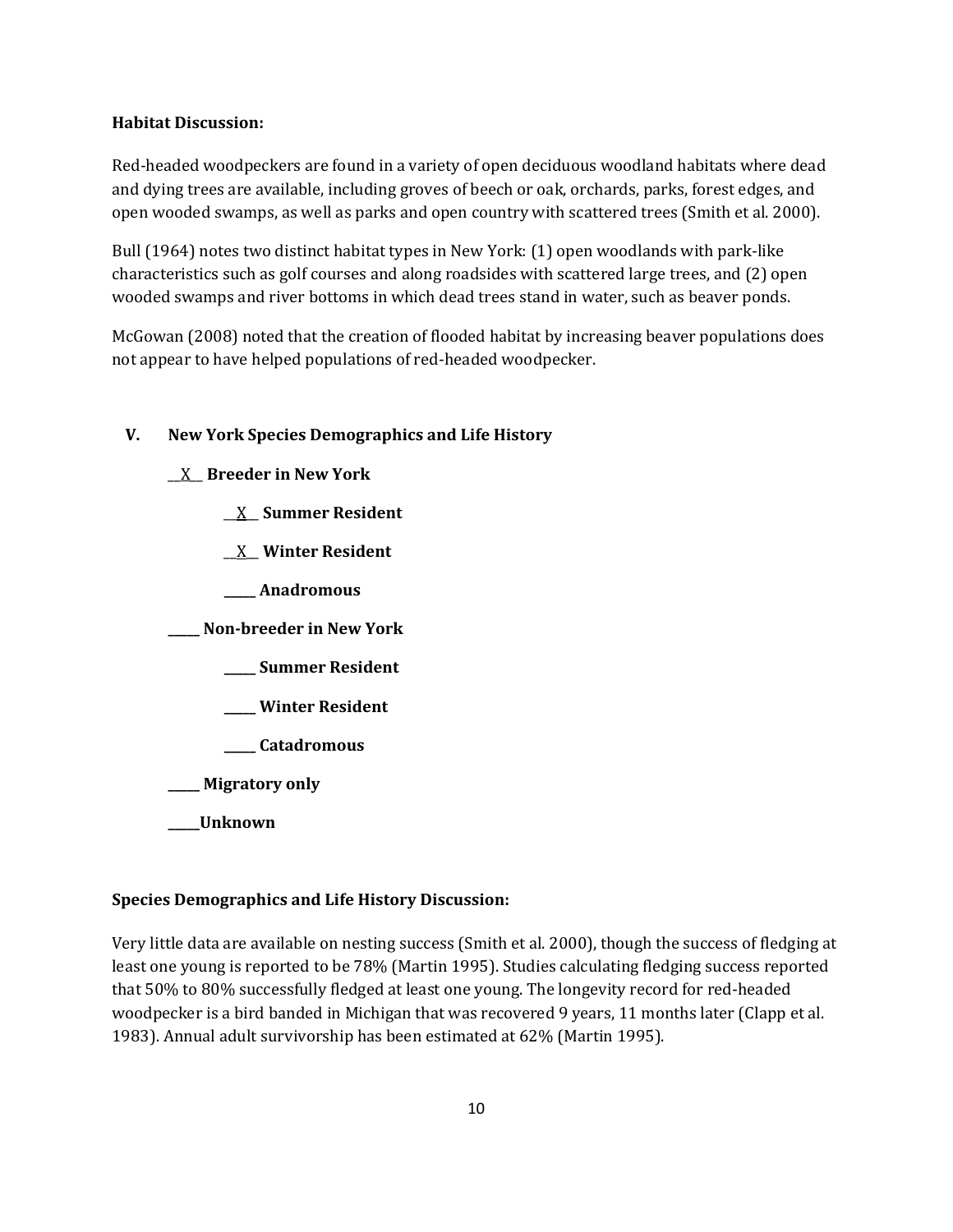**Habitat Discussion:**

Red-headed woodpeckers are found in a variety of open deciduous woodland habitats where dead and dying trees are available, including groves of beech or oak, orchards, parks, forest edges, and open wooded swamps, as well as parks and open country with scattered trees (Smith et al. 2000).

Bull (1964) notes two distinct habitat types in New York: (1) open woodlands with park-like characteristics such as golf courses and along roadsides with scattered large trees, and (2) open wooded swamps and river bottoms in which dead trees stand in water, such as beaver ponds.

McGowan (2008) noted that the creation of flooded habitat by increasing beaver populations does not appear to have helped populations of red-headed woodpecker.

## V. New York Species Demographics and Life History

__X__ **Breeder in New York**

  __X__ **Summer Resident**

  __X__ **Winter Resident**

  _____ **Anadromous**

_____ **Non-breeder in New York**

  _____ **Summer Resident**

  _____ **Winter Resident**

  _____ **Catadromous**

_____ **Migratory only**

_____**Unknown**

**Species Demographics and Life History Discussion:**

Very little data are available on nesting success (Smith et al. 2000), though the success of fledging at least one young is reported to be 78% (Martin 1995). Studies calculating fledging success reported that 50% to 80% successfully fledged at least one young. The longevity record for red-headed woodpecker is a bird banded in Michigan that was recovered 9 years, 11 months later (Clapp et al. 1983). Annual adult survivorship has been estimated at 62% (Martin 1995).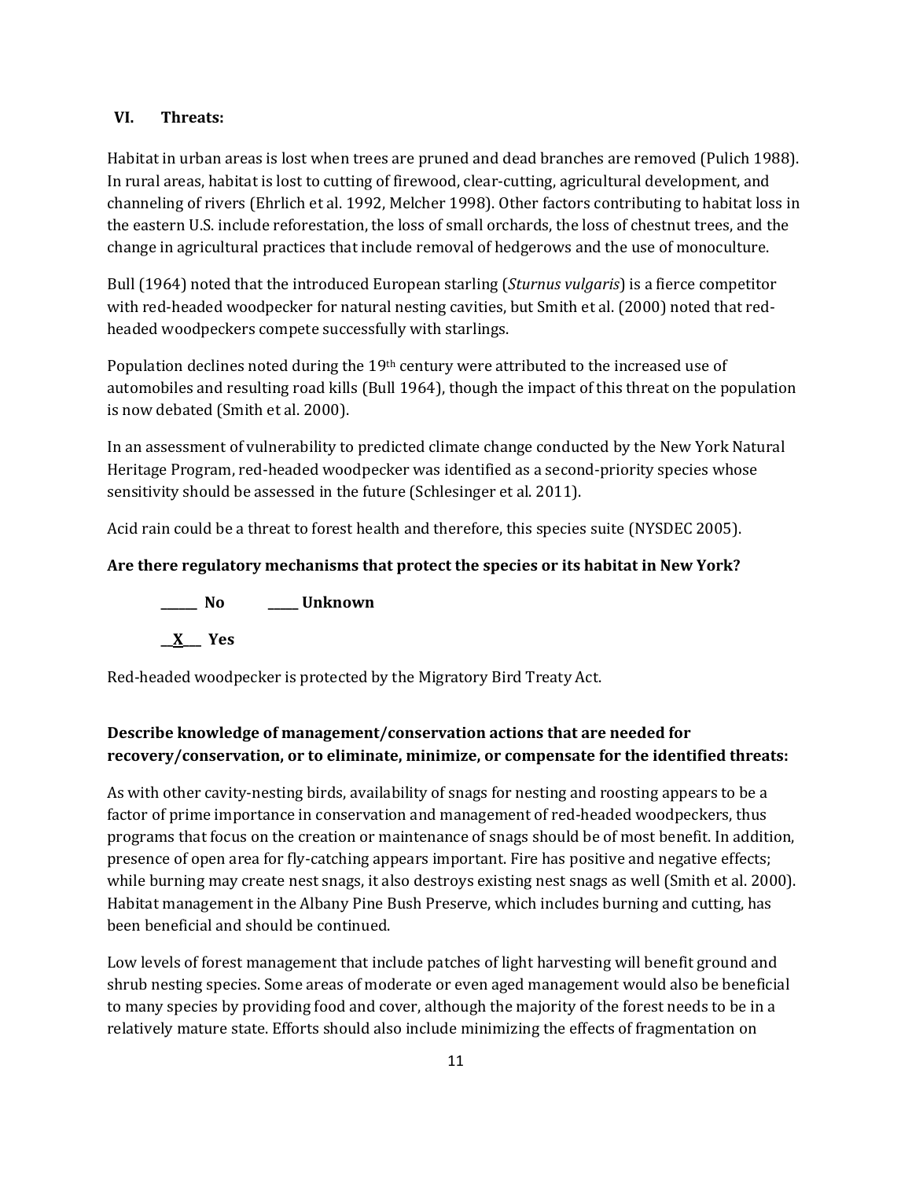## VI. Threats:

Habitat in urban areas is lost when trees are pruned and dead branches are removed (Pulich 1988). In rural areas, habitat is lost to cutting of firewood, clear-cutting, agricultural development, and channeling of rivers (Ehrlich et al. 1992, Melcher 1998). Other factors contributing to habitat loss in the eastern U.S. include reforestation, the loss of small orchards, the loss of chestnut trees, and the change in agricultural practices that include removal of hedgerows and the use of monoculture.

Bull (1964) noted that the introduced European starling (*Sturnus vulgaris*) is a fierce competitor with red-headed woodpecker for natural nesting cavities, but Smith et al. (2000) noted that red-headed woodpeckers compete successfully with starlings.

Population declines noted during the 19th century were attributed to the increased use of automobiles and resulting road kills (Bull 1964), though the impact of this threat on the population is now debated (Smith et al. 2000).

In an assessment of vulnerability to predicted climate change conducted by the New York Natural Heritage Program, red-headed woodpecker was identified as a second-priority species whose sensitivity should be assessed in the future (Schlesinger et al. 2011).

Acid rain could be a threat to forest health and therefore, this species suite (NYSDEC 2005).

**Are there regulatory mechanisms that protect the species or its habitat in New York?**

**______ No ______ Unknown**

**__X__ Yes**

Red-headed woodpecker is protected by the Migratory Bird Treaty Act.

**Describe knowledge of management/conservation actions that are needed for recovery/conservation, or to eliminate, minimize, or compensate for the identified threats:**

As with other cavity-nesting birds, availability of snags for nesting and roosting appears to be a factor of prime importance in conservation and management of red-headed woodpeckers, thus programs that focus on the creation or maintenance of snags should be of most benefit. In addition, presence of open area for fly-catching appears important. Fire has positive and negative effects; while burning may create nest snags, it also destroys existing nest snags as well (Smith et al. 2000). Habitat management in the Albany Pine Bush Preserve, which includes burning and cutting, has been beneficial and should be continued.

Low levels of forest management that include patches of light harvesting will benefit ground and shrub nesting species. Some areas of moderate or even aged management would also be beneficial to many species by providing food and cover, although the majority of the forest needs to be in a relatively mature state. Efforts should also include minimizing the effects of fragmentation on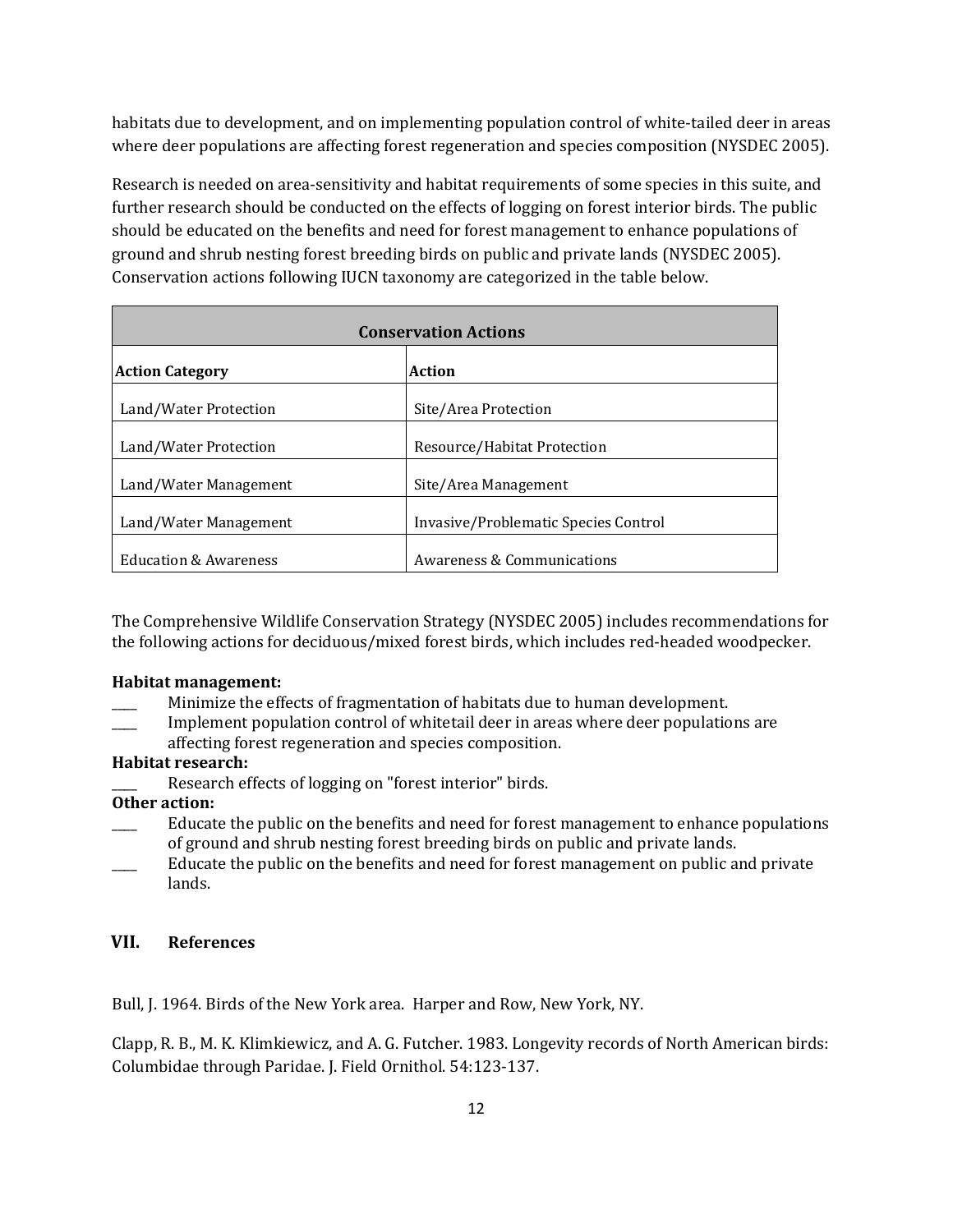habitats due to development, and on implementing population control of white-tailed deer in areas where deer populations are affecting forest regeneration and species composition (NYSDEC 2005).

Research is needed on area-sensitivity and habitat requirements of some species in this suite, and further research should be conducted on the effects of logging on forest interior birds. The public should be educated on the benefits and need for forest management to enhance populations of ground and shrub nesting forest breeding birds on public and private lands (NYSDEC 2005). Conservation actions following IUCN taxonomy are categorized in the table below.

| Conservation Actions | |
|---|---|
| **Action Category** | **Action** |
| Land/Water Protection | Site/Area Protection |
| Land/Water Protection | Resource/Habitat Protection |
| Land/Water Management | Site/Area Management |
| Land/Water Management | Invasive/Problematic Species Control |
| Education & Awareness | Awareness & Communications |

The Comprehensive Wildlife Conservation Strategy (NYSDEC 2005) includes recommendations for the following actions for deciduous/mixed forest birds, which includes red-headed woodpecker.

**Habitat management:**

____ Minimize the effects of fragmentation of habitats due to human development.

____ Implement population control of whitetail deer in areas where deer populations are affecting forest regeneration and species composition.

**Habitat research:**

____ Research effects of logging on "forest interior" birds.

**Other action:**

____ Educate the public on the benefits and need for forest management to enhance populations of ground and shrub nesting forest breeding birds on public and private lands.

____ Educate the public on the benefits and need for forest management on public and private lands.

## VII. References

Bull, J. 1964. Birds of the New York area. Harper and Row, New York, NY.

Clapp, R. B., M. K. Klimkiewicz, and A. G. Futcher. 1983. Longevity records of North American birds: Columbidae through Paridae. J. Field Ornithol. 54:123-137.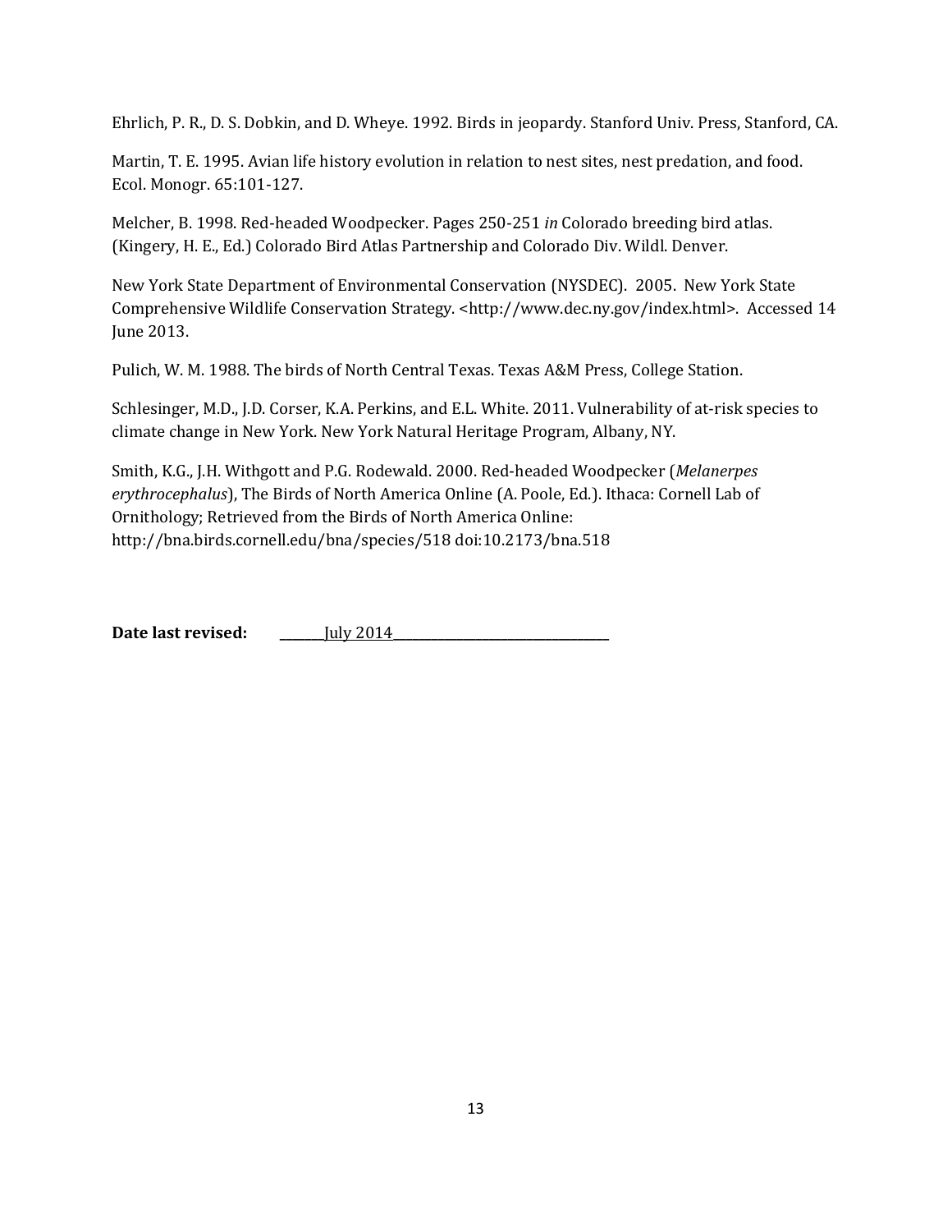Ehrlich, P. R., D. S. Dobkin, and D. Wheye. 1992. Birds in jeopardy. Stanford Univ. Press, Stanford, CA.

Martin, T. E. 1995. Avian life history evolution in relation to nest sites, nest predation, and food. Ecol. Monogr. 65:101-127.

Melcher, B. 1998. Red-headed Woodpecker. Pages 250-251 *in* Colorado breeding bird atlas. (Kingery, H. E., Ed.) Colorado Bird Atlas Partnership and Colorado Div. Wildl. Denver.

New York State Department of Environmental Conservation (NYSDEC). 2005. New York State Comprehensive Wildlife Conservation Strategy. <http://www.dec.ny.gov/index.html>. Accessed 14 June 2013.

Pulich, W. M. 1988. The birds of North Central Texas. Texas A&M Press, College Station.

Schlesinger, M.D., J.D. Corser, K.A. Perkins, and E.L. White. 2011. Vulnerability of at-risk species to climate change in New York. New York Natural Heritage Program, Albany, NY.

Smith, K.G., J.H. Withgott and P.G. Rodewald. 2000. Red-headed Woodpecker (*Melanerpes erythrocephalus*), The Birds of North America Online (A. Poole, Ed.). Ithaca: Cornell Lab of Ornithology; Retrieved from the Birds of North America Online: http://bna.birds.cornell.edu/bna/species/518 doi:10.2173/bna.518

**Date last revised:** July 2014